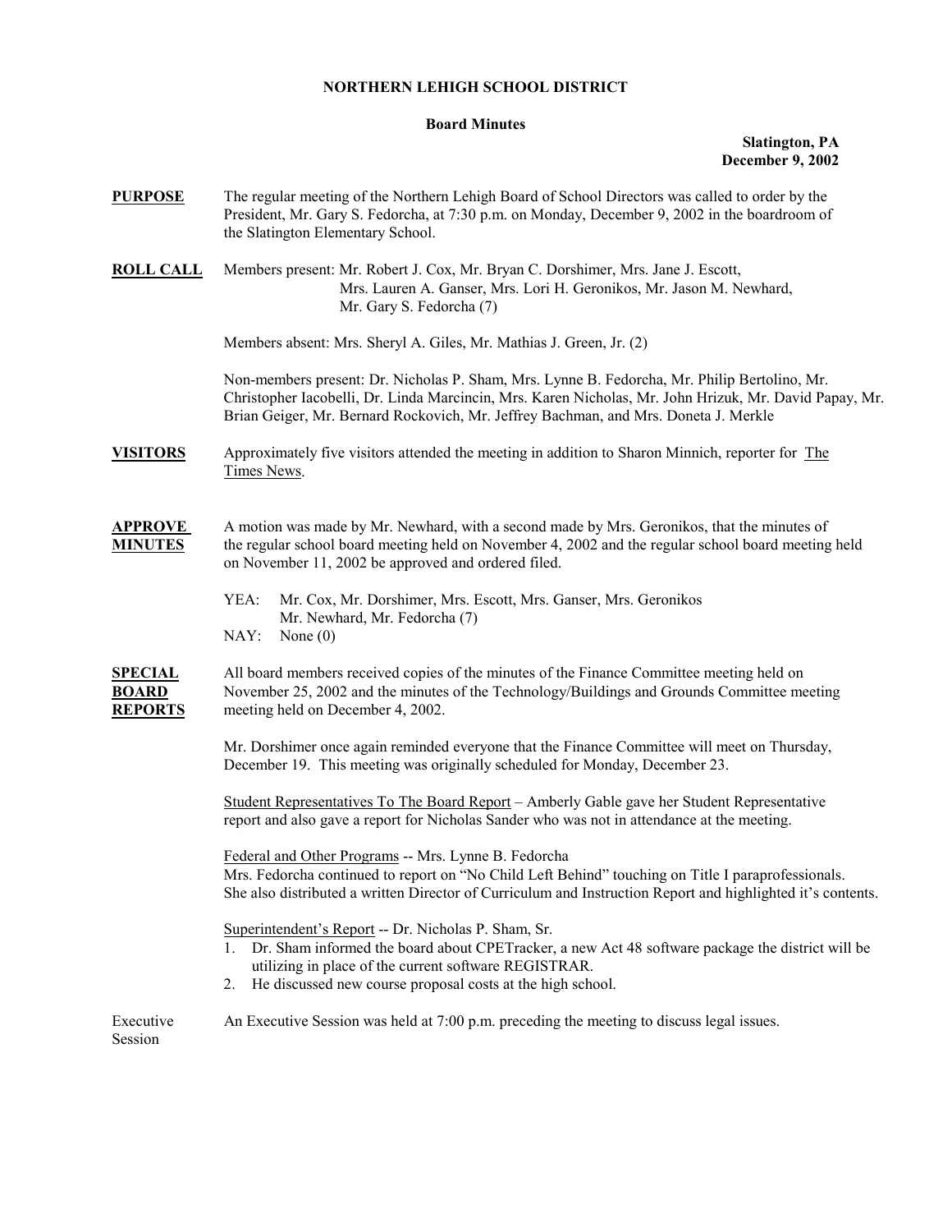# NORTHERN LEHIGH SCHOOL DISTRICT

## Board Minutes

**Slatington, PA**
**December 9, 2002**

**PURPOSE** The regular meeting of the Northern Lehigh Board of School Directors was called to order by the President, Mr. Gary S. Fedorcha, at 7:30 p.m. on Monday, December 9, 2002 in the boardroom of the Slatington Elementary School.

**ROLL CALL** Members present: Mr. Robert J. Cox, Mr. Bryan C. Dorshimer, Mrs. Jane J. Escott, Mrs. Lauren A. Ganser, Mrs. Lori H. Geronikos, Mr. Jason M. Newhard, Mr. Gary S. Fedorcha (7)

Members absent: Mrs. Sheryl A. Giles, Mr. Mathias J. Green, Jr. (2)

Non-members present: Dr. Nicholas P. Sham, Mrs. Lynne B. Fedorcha, Mr. Philip Bertolino, Mr. Christopher Iacobelli, Dr. Linda Marcincin, Mrs. Karen Nicholas, Mr. John Hrizuk, Mr. David Papay, Mr. Brian Geiger, Mr. Bernard Rockovich, Mr. Jeffrey Bachman, and Mrs. Doneta J. Merkle

**VISITORS** Approximately five visitors attended the meeting in addition to Sharon Minnich, reporter for The Times News.

**APPROVE MINUTES** A motion was made by Mr. Newhard, with a second made by Mrs. Geronikos, that the minutes of the regular school board meeting held on November 4, 2002 and the regular school board meeting held on November 11, 2002 be approved and ordered filed.

YEA: Mr. Cox, Mr. Dorshimer, Mrs. Escott, Mrs. Ganser, Mrs. Geronikos Mr. Newhard, Mr. Fedorcha (7)
NAY: None (0)

**SPECIAL BOARD REPORTS** All board members received copies of the minutes of the Finance Committee meeting held on November 25, 2002 and the minutes of the Technology/Buildings and Grounds Committee meeting meeting held on December 4, 2002.

Mr. Dorshimer once again reminded everyone that the Finance Committee will meet on Thursday, December 19. This meeting was originally scheduled for Monday, December 23.

Student Representatives To The Board Report – Amberly Gable gave her Student Representative report and also gave a report for Nicholas Sander who was not in attendance at the meeting.

Federal and Other Programs -- Mrs. Lynne B. Fedorcha
Mrs. Fedorcha continued to report on "No Child Left Behind" touching on Title I paraprofessionals. She also distributed a written Director of Curriculum and Instruction Report and highlighted it's contents.

Superintendent's Report -- Dr. Nicholas P. Sham, Sr.

1. Dr. Sham informed the board about CPETracker, a new Act 48 software package the district will be utilizing in place of the current software REGISTRAR.
2. He discussed new course proposal costs at the high school.

Executive Session An Executive Session was held at 7:00 p.m. preceding the meeting to discuss legal issues.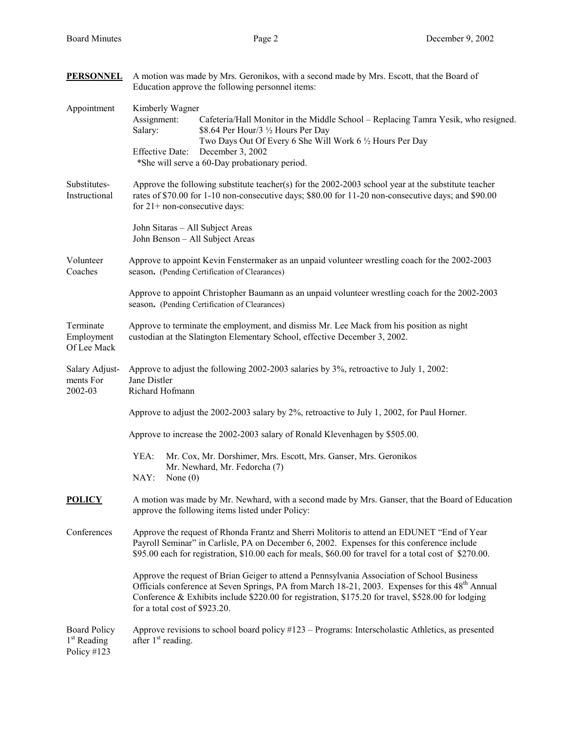**PERSONNEL** A motion was made by Mrs. Geronikos, with a second made by Mrs. Escott, that the Board of Education approve the following personnel items:

Appointment

Kimberly Wagner
Assignment: Cafeteria/Hall Monitor in the Middle School – Replacing Tamra Yesik, who resigned.
Salary: $8.64 Per Hour/3 ½ Hours Per Day
Two Days Out Of Every 6 She Will Work 6 ½ Hours Per Day
Effective Date: December 3, 2002
*She will serve a 60-Day probationary period.

Substitutes-Instructional

Approve the following substitute teacher(s) for the 2002-2003 school year at the substitute teacher rates of $70.00 for 1-10 non-consecutive days; $80.00 for 11-20 non-consecutive days; and $90.00 for 21+ non-consecutive days:

John Sitaras – All Subject Areas
John Benson – All Subject Areas

Volunteer Coaches

Approve to appoint Kevin Fenstermaker as an unpaid volunteer wrestling coach for the 2002-2003 season. (Pending Certification of Clearances)

Approve to appoint Christopher Baumann as an unpaid volunteer wrestling coach for the 2002-2003 season. (Pending Certification of Clearances)

Terminate Employment Of Lee Mack

Approve to terminate the employment, and dismiss Mr. Lee Mack from his position as night custodian at the Slatington Elementary School, effective December 3, 2002.

Salary Adjustments For 2002-03

Approve to adjust the following 2002-2003 salaries by 3%, retroactive to July 1, 2002:
Jane Distler
Richard Hofmann

Approve to adjust the 2002-2003 salary by 2%, retroactive to July 1, 2002, for Paul Horner.

Approve to increase the 2002-2003 salary of Ronald Klevenhagen by $505.00.

YEA: Mr. Cox, Mr. Dorshimer, Mrs. Escott, Mrs. Ganser, Mrs. Geronikos Mr. Newhard, Mr. Fedorcha (7)
NAY: None (0)

**POLICY** A motion was made by Mr. Newhard, with a second made by Mrs. Ganser, that the Board of Education approve the following items listed under Policy:

Conferences

Approve the request of Rhonda Frantz and Sherri Molitoris to attend an EDUNET "End of Year Payroll Seminar" in Carlisle, PA on December 6, 2002. Expenses for this conference include $95.00 each for registration, $10.00 each for meals, $60.00 for travel for a total cost of $270.00.

Approve the request of Brian Geiger to attend a Pennsylvania Association of School Business Officials conference at Seven Springs, PA from March 18-21, 2003. Expenses for this 48th Annual Conference & Exhibits include $220.00 for registration, $175.20 for travel, $528.00 for lodging for a total cost of $923.20.

Board Policy 1st Reading Policy #123

Approve revisions to school board policy #123 – Programs: Interscholastic Athletics, as presented after 1st reading.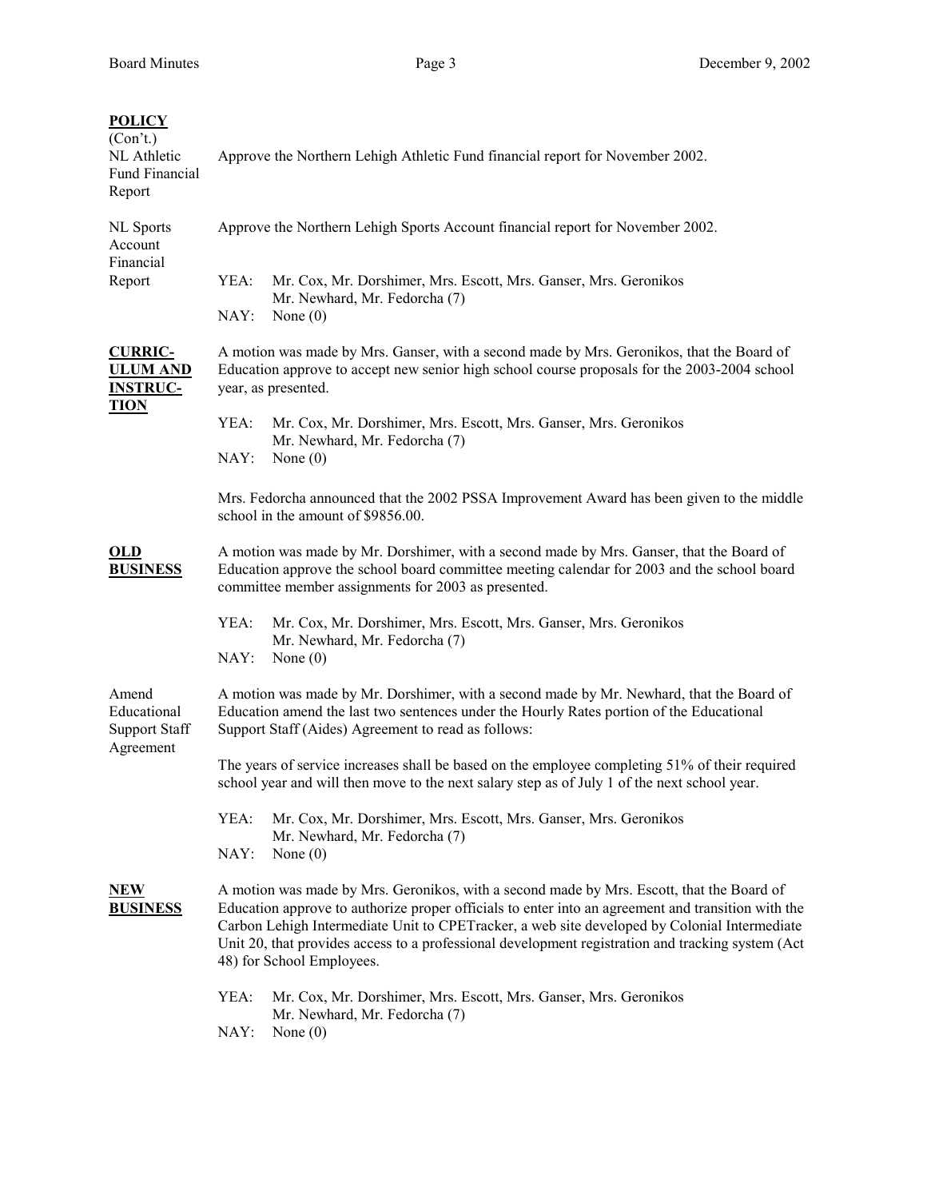**POLICY** (Con't.)

**NL Athletic Fund Financial Report**

Approve the Northern Lehigh Athletic Fund financial report for November 2002.

**NL Sports Account Financial Report**

Approve the Northern Lehigh Sports Account financial report for November 2002.

YEA: Mr. Cox, Mr. Dorshimer, Mrs. Escott, Mrs. Ganser, Mrs. Geronikos Mr. Newhard, Mr. Fedorcha (7)
NAY: None (0)

**CURRICULUM AND INSTRUCTION**

A motion was made by Mrs. Ganser, with a second made by Mrs. Geronikos, that the Board of Education approve to accept new senior high school course proposals for the 2003-2004 school year, as presented.

YEA: Mr. Cox, Mr. Dorshimer, Mrs. Escott, Mrs. Ganser, Mrs. Geronikos Mr. Newhard, Mr. Fedorcha (7)
NAY: None (0)

Mrs. Fedorcha announced that the 2002 PSSA Improvement Award has been given to the middle school in the amount of $9856.00.

**OLD BUSINESS**

A motion was made by Mr. Dorshimer, with a second made by Mrs. Ganser, that the Board of Education approve the school board committee meeting calendar for 2003 and the school board committee member assignments for 2003 as presented.

YEA: Mr. Cox, Mr. Dorshimer, Mrs. Escott, Mrs. Ganser, Mrs. Geronikos Mr. Newhard, Mr. Fedorcha (7)
NAY: None (0)

**Amend Educational Support Staff Agreement**

A motion was made by Mr. Dorshimer, with a second made by Mr. Newhard, that the Board of Education amend the last two sentences under the Hourly Rates portion of the Educational Support Staff (Aides) Agreement to read as follows:

The years of service increases shall be based on the employee completing 51% of their required school year and will then move to the next salary step as of July 1 of the next school year.

YEA: Mr. Cox, Mr. Dorshimer, Mrs. Escott, Mrs. Ganser, Mrs. Geronikos Mr. Newhard, Mr. Fedorcha (7)
NAY: None (0)

**NEW BUSINESS**

A motion was made by Mrs. Geronikos, with a second made by Mrs. Escott, that the Board of Education approve to authorize proper officials to enter into an agreement and transition with the Carbon Lehigh Intermediate Unit to CPETracker, a web site developed by Colonial Intermediate Unit 20, that provides access to a professional development registration and tracking system (Act 48) for School Employees.

YEA: Mr. Cox, Mr. Dorshimer, Mrs. Escott, Mrs. Ganser, Mrs. Geronikos Mr. Newhard, Mr. Fedorcha (7)
NAY: None (0)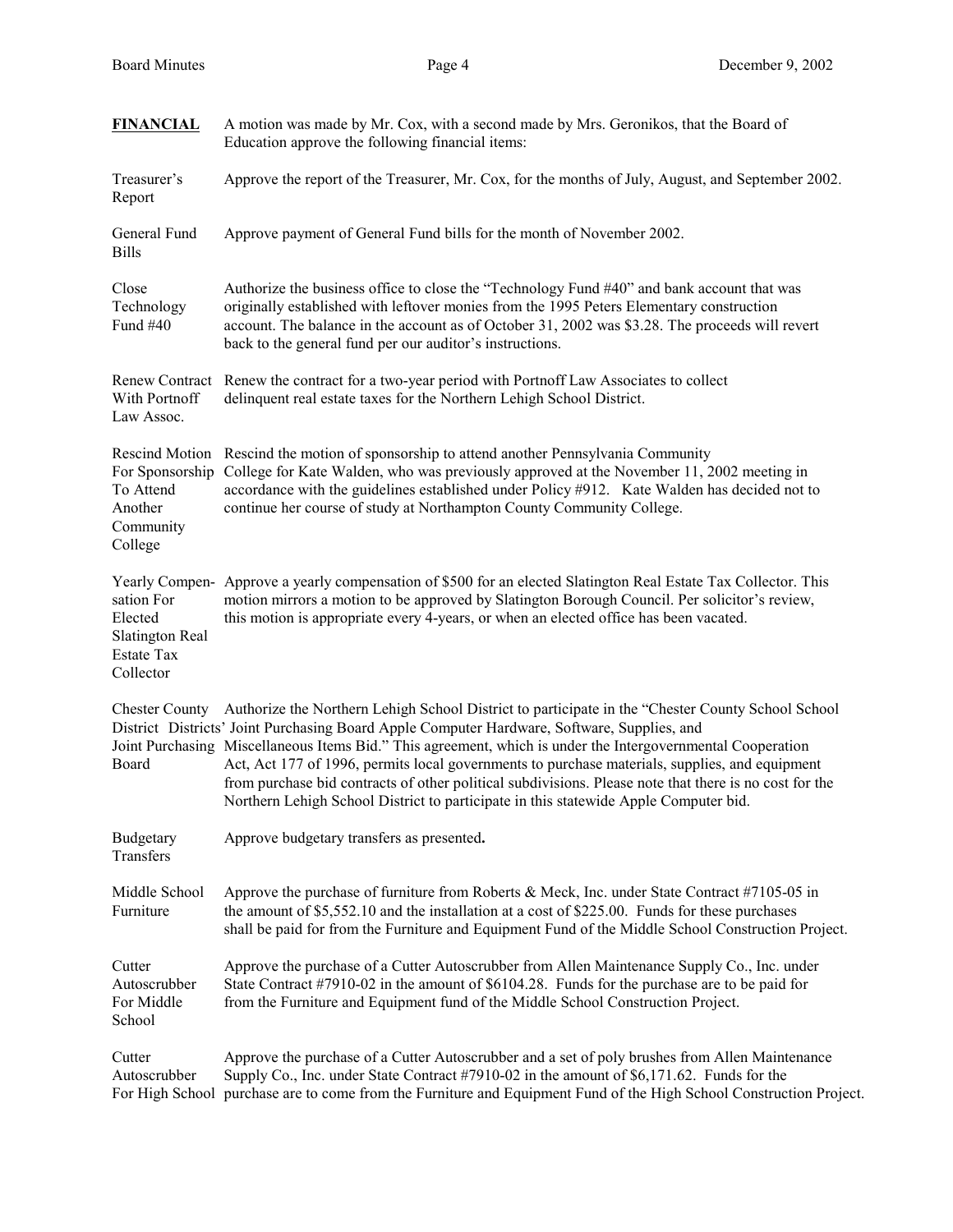**FINANCIAL** A motion was made by Mr. Cox, with a second made by Mrs. Geronikos, that the Board of Education approve the following financial items:

Treasurer's Report — Approve the report of the Treasurer, Mr. Cox, for the months of July, August, and September 2002.

General Fund Bills — Approve payment of General Fund bills for the month of November 2002.

Close Technology Fund #40 — Authorize the business office to close the "Technology Fund #40" and bank account that was originally established with leftover monies from the 1995 Peters Elementary construction account. The balance in the account as of October 31, 2002 was $3.28. The proceeds will revert back to the general fund per our auditor's instructions.

Renew Contract With Portnoff Law Assoc. — Renew the contract for a two-year period with Portnoff Law Associates to collect delinquent real estate taxes for the Northern Lehigh School District.

Rescind Motion For Sponsorship To Attend Another Community College — Rescind the motion of sponsorship to attend another Pennsylvania Community College for Kate Walden, who was previously approved at the November 11, 2002 meeting in accordance with the guidelines established under Policy #912. Kate Walden has decided not to continue her course of study at Northampton County Community College.

Yearly Compensation For Elected Slatington Real Estate Tax Collector — Approve a yearly compensation of $500 for an elected Slatington Real Estate Tax Collector. This motion mirrors a motion to be approved by Slatington Borough Council. Per solicitor's review, this motion is appropriate every 4-years, or when an elected office has been vacated.

Chester County School Districts' Joint Purchasing Board — Authorize the Northern Lehigh School District to participate in the "Chester County School School Districts' Joint Purchasing Board Apple Computer Hardware, Software, Supplies, and Miscellaneous Items Bid." This agreement, which is under the Intergovernmental Cooperation Act, Act 177 of 1996, permits local governments to purchase materials, supplies, and equipment from purchase bid contracts of other political subdivisions. Please note that there is no cost for the Northern Lehigh School District to participate in this statewide Apple Computer bid.

Budgetary Transfers — Approve budgetary transfers as presented**.**

Middle School Furniture — Approve the purchase of furniture from Roberts & Meck, Inc. under State Contract #7105-05 in the amount of $5,552.10 and the installation at a cost of $225.00. Funds for these purchases shall be paid for from the Furniture and Equipment Fund of the Middle School Construction Project.

Cutter Autoscrubber For Middle School — Approve the purchase of a Cutter Autoscrubber from Allen Maintenance Supply Co., Inc. under State Contract #7910-02 in the amount of $6104.28. Funds for the purchase are to be paid for from the Furniture and Equipment fund of the Middle School Construction Project.

Cutter Autoscrubber For High School — Approve the purchase of a Cutter Autoscrubber and a set of poly brushes from Allen Maintenance Supply Co., Inc. under State Contract #7910-02 in the amount of $6,171.62. Funds for the purchase are to come from the Furniture and Equipment Fund of the High School Construction Project.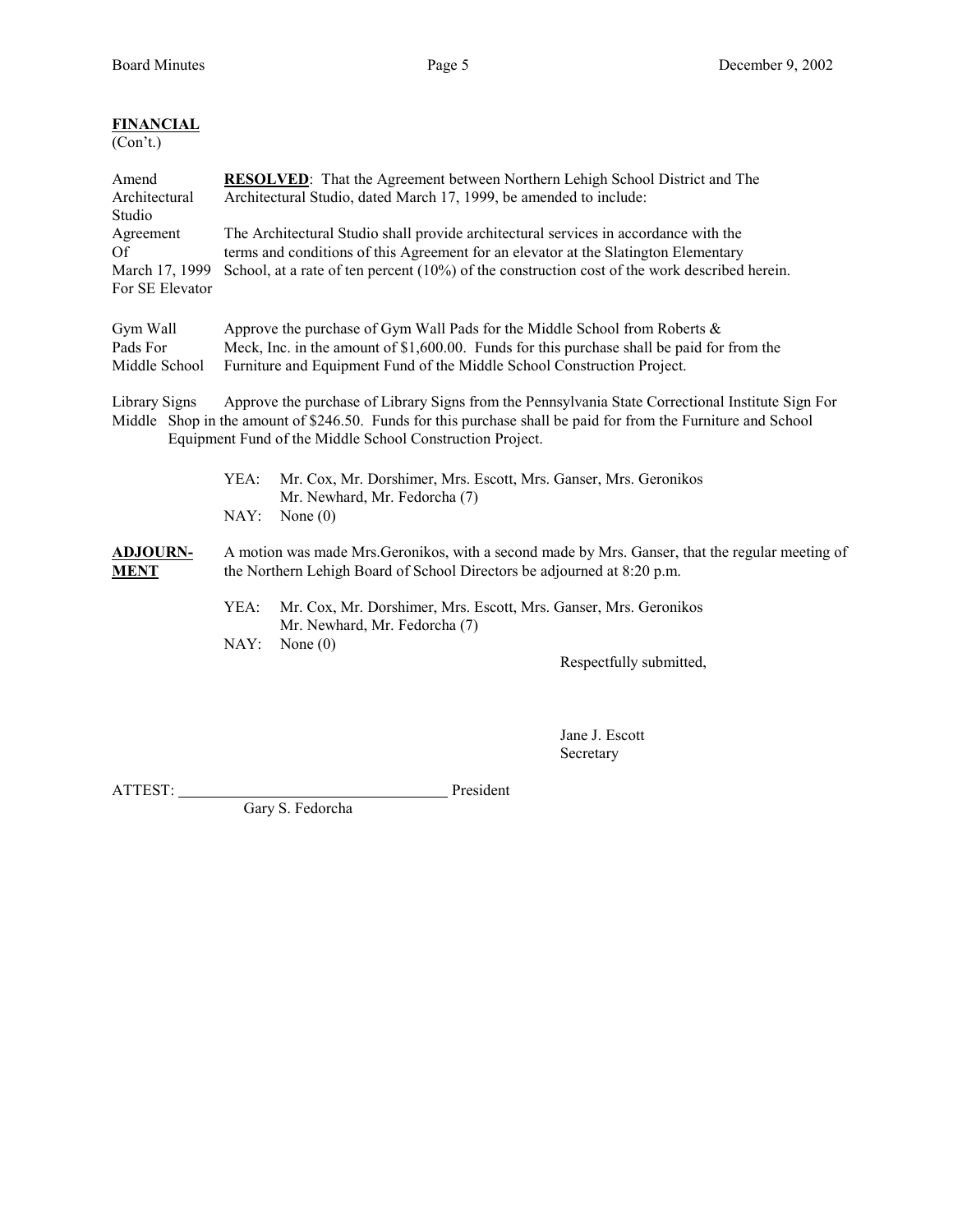**FINANCIAL**
(Con't.)

Amend Architectural Studio Agreement Of March 17, 1999 For SE Elevator

**RESOLVED**: That the Agreement between Northern Lehigh School District and The Architectural Studio, dated March 17, 1999, be amended to include:

The Architectural Studio shall provide architectural services in accordance with the terms and conditions of this Agreement for an elevator at the Slatington Elementary School, at a rate of ten percent (10%) of the construction cost of the work described herein.

Gym Wall Pads For Middle School

Approve the purchase of Gym Wall Pads for the Middle School from Roberts & Meck, Inc. in the amount of $1,600.00. Funds for this purchase shall be paid for from the Furniture and Equipment Fund of the Middle School Construction Project.

Library Signs Middle School

Approve the purchase of Library Signs from the Pennsylvania State Correctional Institute Sign Shop in the amount of $246.50. Funds for this purchase shall be paid for from the Furniture and Equipment Fund of the Middle School Construction Project.

YEA: Mr. Cox, Mr. Dorshimer, Mrs. Escott, Mrs. Ganser, Mrs. Geronikos Mr. Newhard, Mr. Fedorcha (7)
NAY: None (0)

**ADJOURN-MENT**

A motion was made Mrs.Geronikos, with a second made by Mrs. Ganser, that the regular meeting of the Northern Lehigh Board of School Directors be adjourned at 8:20 p.m.

YEA: Mr. Cox, Mr. Dorshimer, Mrs. Escott, Mrs. Ganser, Mrs. Geronikos Mr. Newhard, Mr. Fedorcha (7)
NAY: None (0)

Respectfully submitted,

Jane J. Escott
Secretary

ATTEST: ________________________________ President
Gary S. Fedorcha